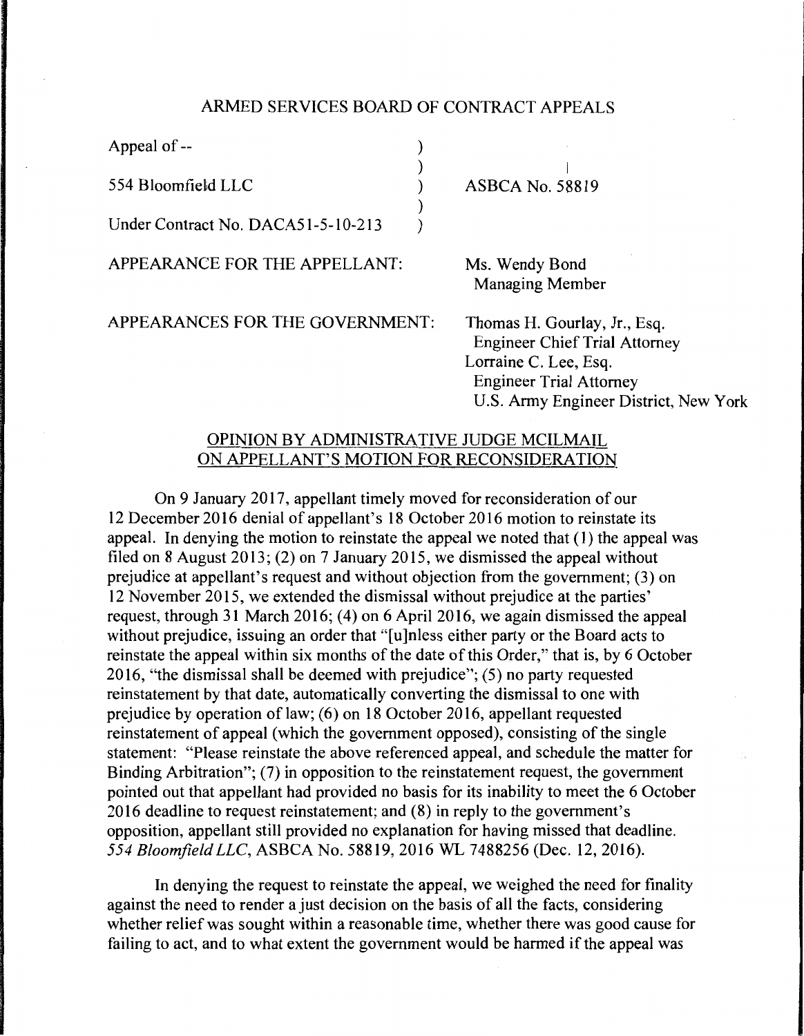## ARMED SERVICES BOARD OF CONTRACT APPEALS

| | |
|---|---|
| Appeal of -- | |
| 554 Bloomfield LLC | ASBCA No. 58819 |
| Under Contract No. DACA51-5-10-213 | |

APPEARANCE FOR THE APPELLANT: Ms. Wendy Bond
Managing Member

APPEARANCES FOR THE GOVERNMENT: Thomas H. Gourlay, Jr., Esq.
Engineer Chief Trial Attorney
Lorraine C. Lee, Esq.
Engineer Trial Attorney
U.S. Army Engineer District, New York

### OPINION BY ADMINISTRATIVE JUDGE MCILMAIL ON APPELLANT'S MOTION FOR RECONSIDERATION

On 9 January 2017, appellant timely moved for reconsideration of our 12 December 2016 denial of appellant's 18 October 2016 motion to reinstate its appeal. In denying the motion to reinstate the appeal we noted that (1) the appeal was filed on 8 August 2013; (2) on 7 January 2015, we dismissed the appeal without prejudice at appellant's request and without objection from the government; (3) on 12 November 2015, we extended the dismissal without prejudice at the parties' request, through 31 March 2016; (4) on 6 April 2016, we again dismissed the appeal without prejudice, issuing an order that "[u]nless either party or the Board acts to reinstate the appeal within six months of the date of this Order," that is, by 6 October 2016, "the dismissal shall be deemed with prejudice"; (5) no party requested reinstatement by that date, automatically converting the dismissal to one with prejudice by operation of law; (6) on 18 October 2016, appellant requested reinstatement of appeal (which the government opposed), consisting of the single statement: "Please reinstate the above referenced appeal, and schedule the matter for Binding Arbitration"; (7) in opposition to the reinstatement request, the government pointed out that appellant had provided no basis for its inability to meet the 6 October 2016 deadline to request reinstatement; and (8) in reply to the government's opposition, appellant still provided no explanation for having missed that deadline. *554 Bloomfield LLC*, ASBCA No. 58819, 2016 WL 7488256 (Dec. 12, 2016).

In denying the request to reinstate the appeal, we weighed the need for finality against the need to render a just decision on the basis of all the facts, considering whether relief was sought within a reasonable time, whether there was good cause for failing to act, and to what extent the government would be harmed if the appeal was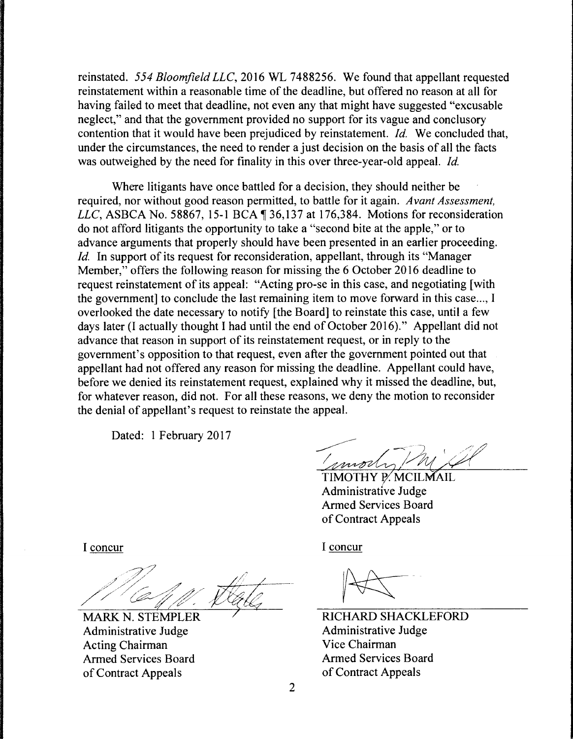reinstated. *554 Bloomfield LLC*, 2016 WL 7488256. We found that appellant requested reinstatement within a reasonable time of the deadline, but offered no reason at all for having failed to meet that deadline, not even any that might have suggested "excusable neglect," and that the government provided no support for its vague and conclusory contention that it would have been prejudiced by reinstatement. *Id.* We concluded that, under the circumstances, the need to render a just decision on the basis of all the facts was outweighed by the need for finality in this over three-year-old appeal. *Id.*

Where litigants have once battled for a decision, they should neither be required, nor without good reason permitted, to battle for it again. *Avant Assessment, LLC*, ASBCA No. 58867, 15-1 BCA ¶ 36,137 at 176,384. Motions for reconsideration do not afford litigants the opportunity to take a "second bite at the apple," or to advance arguments that properly should have been presented in an earlier proceeding. *Id.* In support of its request for reconsideration, appellant, through its "Manager Member," offers the following reason for missing the 6 October 2016 deadline to request reinstatement of its appeal: "Acting pro-se in this case, and negotiating [with the government] to conclude the last remaining item to move forward in this case..., I overlooked the date necessary to notify [the Board] to reinstate this case, until a few days later (I actually thought I had until the end of October 2016)." Appellant did not advance that reason in support of its reinstatement request, or in reply to the government's opposition to that request, even after the government pointed out that appellant had not offered any reason for missing the deadline. Appellant could have, before we denied its reinstatement request, explained why it missed the deadline, but, for whatever reason, did not. For all these reasons, we deny the motion to reconsider the denial of appellant's request to reinstate the appeal.

Dated: 1 February 2017

TIMOTHY P. MCILMAIL
Administrative Judge
Armed Services Board
of Contract Appeals

I concur

MARK N. STEMPLER
Administrative Judge
Acting Chairman
Armed Services Board
of Contract Appeals

I concur

RICHARD SHACKLEFORD
Administrative Judge
Vice Chairman
Armed Services Board
of Contract Appeals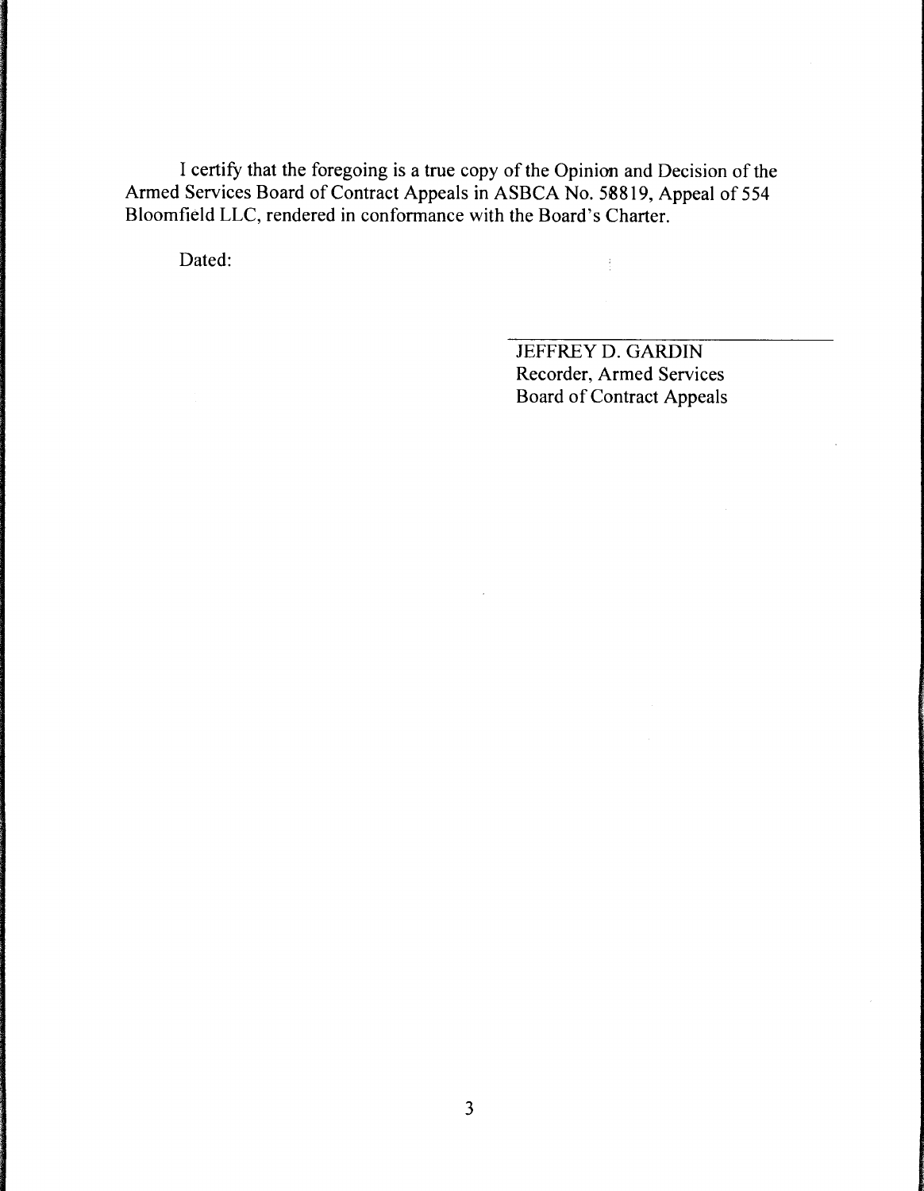I certify that the foregoing is a true copy of the Opinion and Decision of the Armed Services Board of Contract Appeals in ASBCA No. 58819, Appeal of 554 Bloomfield LLC, rendered in conformance with the Board's Charter.

Dated:

JEFFREY D. GARDIN
Recorder, Armed Services
Board of Contract Appeals